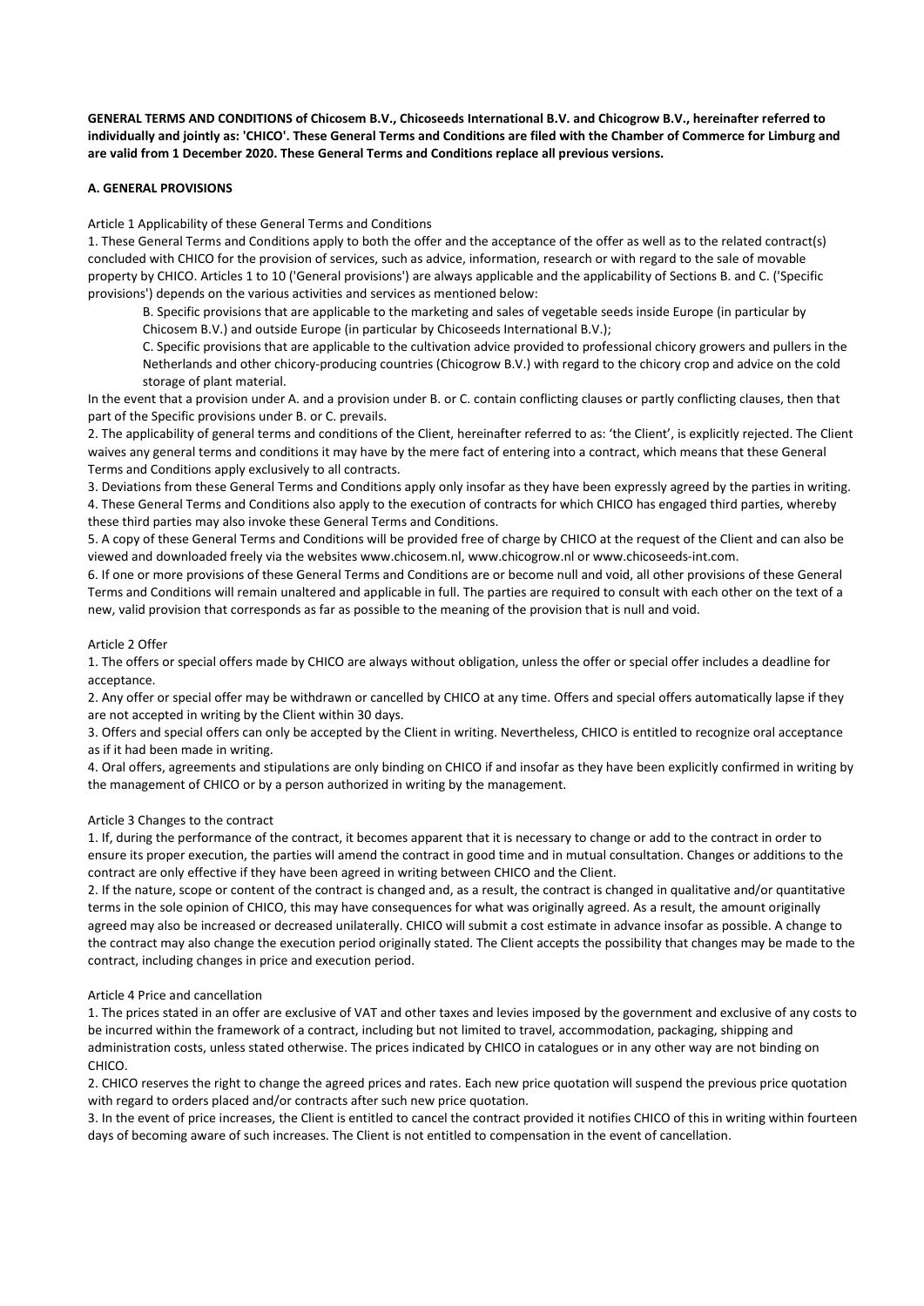**GENERAL TERMS AND CONDITIONS of Chicosem B.V., Chicoseeds International B.V. and Chicogrow B.V., hereinafter referred to individually and jointly as: 'CHICO'. These General Terms and Conditions are filed with the Chamber of Commerce for Limburg and are valid from 1 December 2020. These General Terms and Conditions replace all previous versions.**

## A. GENERAL PROVISIONS

### Article 1 Applicability of these General Terms and Conditions

1. These General Terms and Conditions apply to both the offer and the acceptance of the offer as well as to the related contract(s) concluded with CHICO for the provision of services, such as advice, information, research or with regard to the sale of movable property by CHICO. Articles 1 to 10 ('General provisions') are always applicable and the applicability of Sections B. and C. ('Specific provisions') depends on the various activities and services as mentioned below:

   B. Specific provisions that are applicable to the marketing and sales of vegetable seeds inside Europe (in particular by Chicosem B.V.) and outside Europe (in particular by Chicoseeds International B.V.);

   C. Specific provisions that are applicable to the cultivation advice provided to professional chicory growers and pullers in the Netherlands and other chicory-producing countries (Chicogrow B.V.) with regard to the chicory crop and advice on the cold storage of plant material.

   In the event that a provision under A. and a provision under B. or C. contain conflicting clauses or partly conflicting clauses, then that part of the Specific provisions under B. or C. prevails.

2. The applicability of general terms and conditions of the Client, hereinafter referred to as: 'the Client', is explicitly rejected. The Client waives any general terms and conditions it may have by the mere fact of entering into a contract, which means that these General Terms and Conditions apply exclusively to all contracts.
3. Deviations from these General Terms and Conditions apply only insofar as they have been expressly agreed by the parties in writing.
4. These General Terms and Conditions also apply to the execution of contracts for which CHICO has engaged third parties, whereby these third parties may also invoke these General Terms and Conditions.
5. A copy of these General Terms and Conditions will be provided free of charge by CHICO at the request of the Client and can also be viewed and downloaded freely via the websites www.chicosem.nl, www.chicogrow.nl or www.chicoseeds-int.com.
6. If one or more provisions of these General Terms and Conditions are or become null and void, all other provisions of these General Terms and Conditions will remain unaltered and applicable in full. The parties are required to consult with each other on the text of a new, valid provision that corresponds as far as possible to the meaning of the provision that is null and void.

### Article 2 Offer

1. The offers or special offers made by CHICO are always without obligation, unless the offer or special offer includes a deadline for acceptance.
2. Any offer or special offer may be withdrawn or cancelled by CHICO at any time. Offers and special offers automatically lapse if they are not accepted in writing by the Client within 30 days.
3. Offers and special offers can only be accepted by the Client in writing. Nevertheless, CHICO is entitled to recognize oral acceptance as if it had been made in writing.
4. Oral offers, agreements and stipulations are only binding on CHICO if and insofar as they have been explicitly confirmed in writing by the management of CHICO or by a person authorized in writing by the management.

### Article 3 Changes to the contract

1. If, during the performance of the contract, it becomes apparent that it is necessary to change or add to the contract in order to ensure its proper execution, the parties will amend the contract in good time and in mutual consultation. Changes or additions to the contract are only effective if they have been agreed in writing between CHICO and the Client.
2. If the nature, scope or content of the contract is changed and, as a result, the contract is changed in qualitative and/or quantitative terms in the sole opinion of CHICO, this may have consequences for what was originally agreed. As a result, the amount originally agreed may also be increased or decreased unilaterally. CHICO will submit a cost estimate in advance insofar as possible. A change to the contract may also change the execution period originally stated. The Client accepts the possibility that changes may be made to the contract, including changes in price and execution period.

### Article 4 Price and cancellation

1. The prices stated in an offer are exclusive of VAT and other taxes and levies imposed by the government and exclusive of any costs to be incurred within the framework of a contract, including but not limited to travel, accommodation, packaging, shipping and administration costs, unless stated otherwise. The prices indicated by CHICO in catalogues or in any other way are not binding on CHICO.
2. CHICO reserves the right to change the agreed prices and rates. Each new price quotation will suspend the previous price quotation with regard to orders placed and/or contracts after such new price quotation.
3. In the event of price increases, the Client is entitled to cancel the contract provided it notifies CHICO of this in writing within fourteen days of becoming aware of such increases. The Client is not entitled to compensation in the event of cancellation.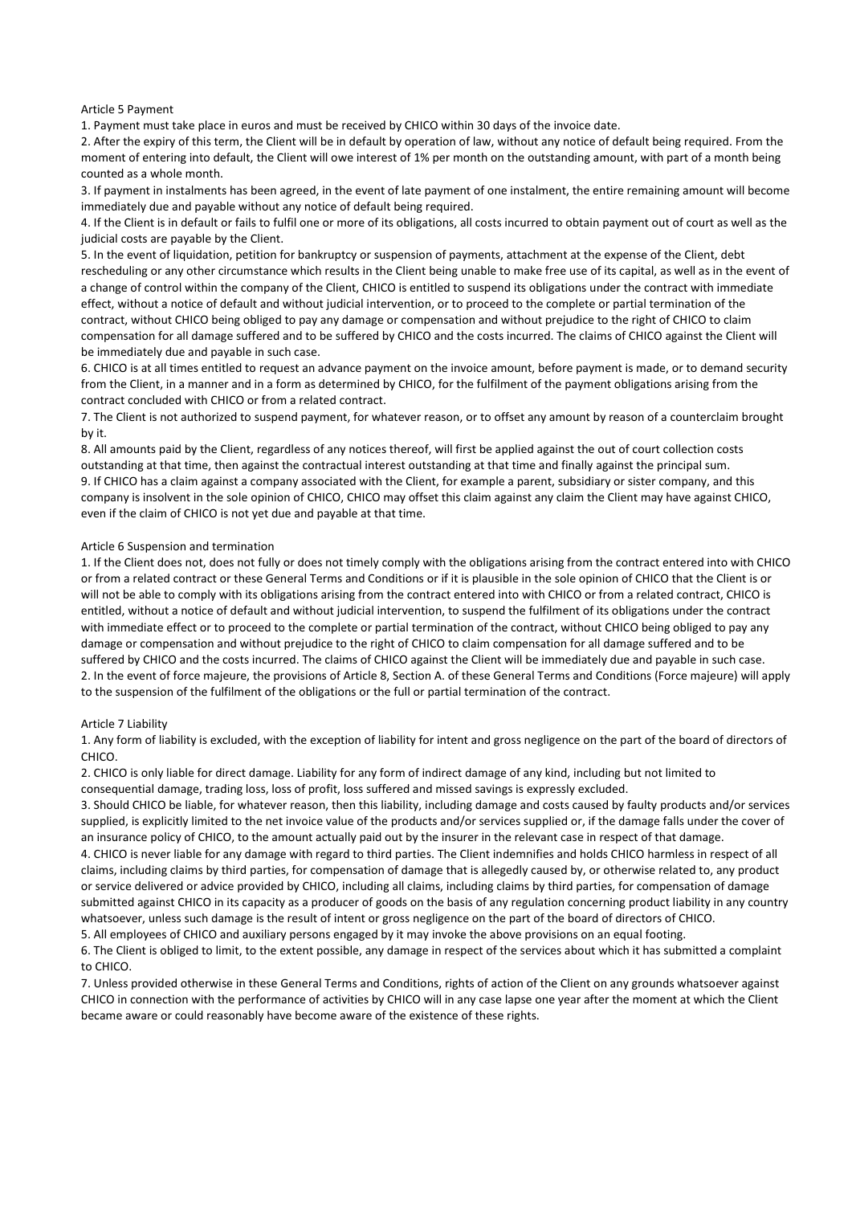## Article 5 Payment

1. Payment must take place in euros and must be received by CHICO within 30 days of the invoice date.
2. After the expiry of this term, the Client will be in default by operation of law, without any notice of default being required. From the moment of entering into default, the Client will owe interest of 1% per month on the outstanding amount, with part of a month being counted as a whole month.
3. If payment in instalments has been agreed, in the event of late payment of one instalment, the entire remaining amount will become immediately due and payable without any notice of default being required.
4. If the Client is in default or fails to fulfil one or more of its obligations, all costs incurred to obtain payment out of court as well as the judicial costs are payable by the Client.
5. In the event of liquidation, petition for bankruptcy or suspension of payments, attachment at the expense of the Client, debt rescheduling or any other circumstance which results in the Client being unable to make free use of its capital, as well as in the event of a change of control within the company of the Client, CHICO is entitled to suspend its obligations under the contract with immediate effect, without a notice of default and without judicial intervention, or to proceed to the complete or partial termination of the contract, without CHICO being obliged to pay any damage or compensation and without prejudice to the right of CHICO to claim compensation for all damage suffered and to be suffered by CHICO and the costs incurred. The claims of CHICO against the Client will be immediately due and payable in such case.
6. CHICO is at all times entitled to request an advance payment on the invoice amount, before payment is made, or to demand security from the Client, in a manner and in a form as determined by CHICO, for the fulfilment of the payment obligations arising from the contract concluded with CHICO or from a related contract.
7. The Client is not authorized to suspend payment, for whatever reason, or to offset any amount by reason of a counterclaim brought by it.
8. All amounts paid by the Client, regardless of any notices thereof, will first be applied against the out of court collection costs outstanding at that time, then against the contractual interest outstanding at that time and finally against the principal sum.
9. If CHICO has a claim against a company associated with the Client, for example a parent, subsidiary or sister company, and this company is insolvent in the sole opinion of CHICO, CHICO may offset this claim against any claim the Client may have against CHICO, even if the claim of CHICO is not yet due and payable at that time.

## Article 6 Suspension and termination

1. If the Client does not, does not fully or does not timely comply with the obligations arising from the contract entered into with CHICO or from a related contract or these General Terms and Conditions or if it is plausible in the sole opinion of CHICO that the Client is or will not be able to comply with its obligations arising from the contract entered into with CHICO or from a related contract, CHICO is entitled, without a notice of default and without judicial intervention, to suspend the fulfilment of its obligations under the contract with immediate effect or to proceed to the complete or partial termination of the contract, without CHICO being obliged to pay any damage or compensation and without prejudice to the right of CHICO to claim compensation for all damage suffered and to be suffered by CHICO and the costs incurred. The claims of CHICO against the Client will be immediately due and payable in such case.
2. In the event of force majeure, the provisions of Article 8, Section A. of these General Terms and Conditions (Force majeure) will apply to the suspension of the fulfilment of the obligations or the full or partial termination of the contract.

## Article 7 Liability

1. Any form of liability is excluded, with the exception of liability for intent and gross negligence on the part of the board of directors of CHICO.
2. CHICO is only liable for direct damage. Liability for any form of indirect damage of any kind, including but not limited to consequential damage, trading loss, loss of profit, loss suffered and missed savings is expressly excluded.
3. Should CHICO be liable, for whatever reason, then this liability, including damage and costs caused by faulty products and/or services supplied, is explicitly limited to the net invoice value of the products and/or services supplied or, if the damage falls under the cover of an insurance policy of CHICO, to the amount actually paid out by the insurer in the relevant case in respect of that damage.
4. CHICO is never liable for any damage with regard to third parties. The Client indemnifies and holds CHICO harmless in respect of all claims, including claims by third parties, for compensation of damage that is allegedly caused by, or otherwise related to, any product or service delivered or advice provided by CHICO, including all claims, including claims by third parties, for compensation of damage submitted against CHICO in its capacity as a producer of goods on the basis of any regulation concerning product liability in any country whatsoever, unless such damage is the result of intent or gross negligence on the part of the board of directors of CHICO.
5. All employees of CHICO and auxiliary persons engaged by it may invoke the above provisions on an equal footing.
6. The Client is obliged to limit, to the extent possible, any damage in respect of the services about which it has submitted a complaint to CHICO.
7. Unless provided otherwise in these General Terms and Conditions, rights of action of the Client on any grounds whatsoever against CHICO in connection with the performance of activities by CHICO will in any case lapse one year after the moment at which the Client became aware or could reasonably have become aware of the existence of these rights.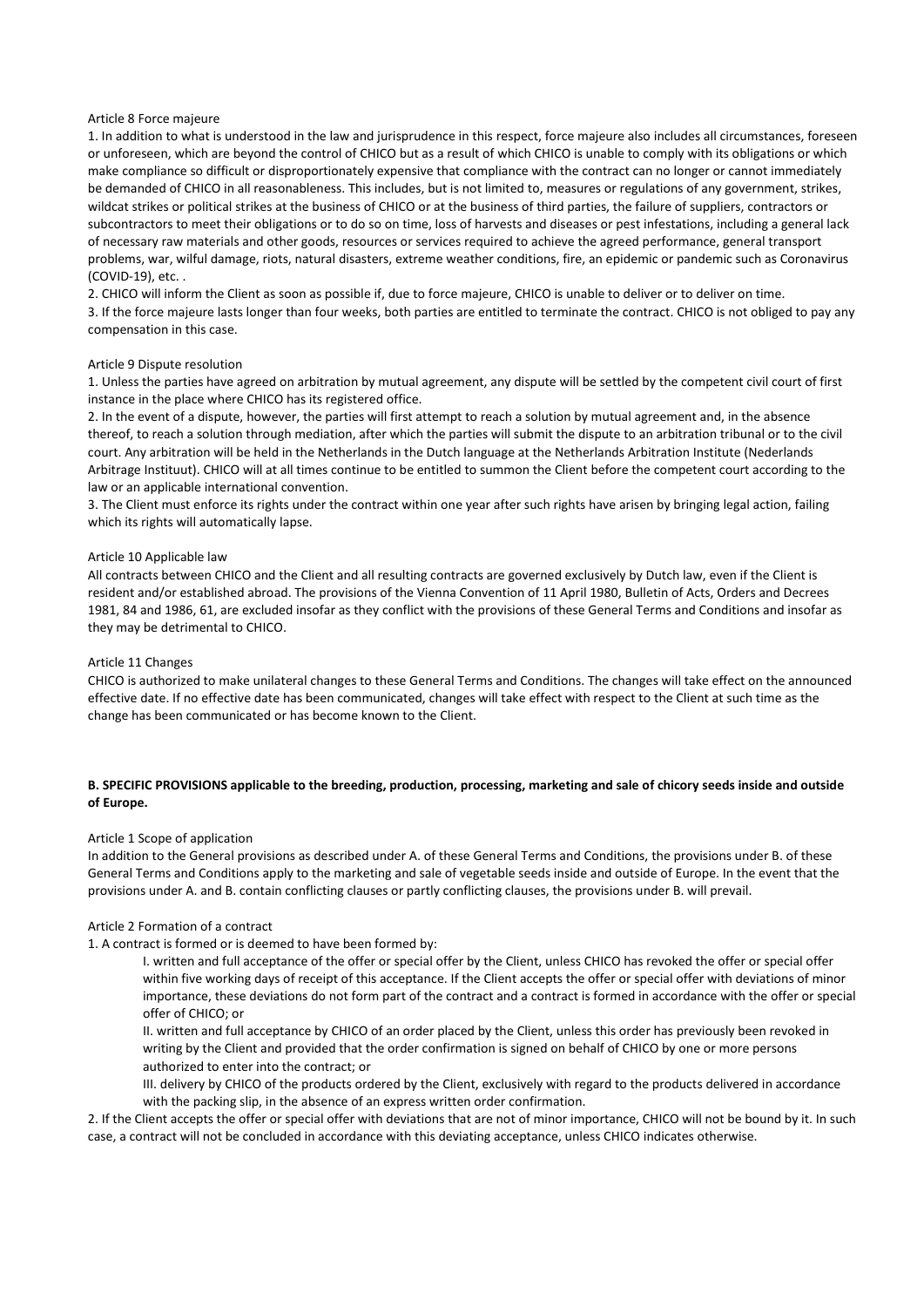Article 8 Force majeure

1. In addition to what is understood in the law and jurisprudence in this respect, force majeure also includes all circumstances, foreseen or unforeseen, which are beyond the control of CHICO but as a result of which CHICO is unable to comply with its obligations or which make compliance so difficult or disproportionately expensive that compliance with the contract can no longer or cannot immediately be demanded of CHICO in all reasonableness. This includes, but is not limited to, measures or regulations of any government, strikes, wildcat strikes or political strikes at the business of CHICO or at the business of third parties, the failure of suppliers, contractors or subcontractors to meet their obligations or to do so on time, loss of harvests and diseases or pest infestations, including a general lack of necessary raw materials and other goods, resources or services required to achieve the agreed performance, general transport problems, war, wilful damage, riots, natural disasters, extreme weather conditions, fire, an epidemic or pandemic such as Coronavirus (COVID-19), etc. .

2. CHICO will inform the Client as soon as possible if, due to force majeure, CHICO is unable to deliver or to deliver on time.

3. If the force majeure lasts longer than four weeks, both parties are entitled to terminate the contract. CHICO is not obliged to pay any compensation in this case.

Article 9 Dispute resolution

1. Unless the parties have agreed on arbitration by mutual agreement, any dispute will be settled by the competent civil court of first instance in the place where CHICO has its registered office.

2. In the event of a dispute, however, the parties will first attempt to reach a solution by mutual agreement and, in the absence thereof, to reach a solution through mediation, after which the parties will submit the dispute to an arbitration tribunal or to the civil court. Any arbitration will be held in the Netherlands in the Dutch language at the Netherlands Arbitration Institute (Nederlands Arbitrage Instituut). CHICO will at all times continue to be entitled to summon the Client before the competent court according to the law or an applicable international convention.

3. The Client must enforce its rights under the contract within one year after such rights have arisen by bringing legal action, failing which its rights will automatically lapse.

Article 10 Applicable law

All contracts between CHICO and the Client and all resulting contracts are governed exclusively by Dutch law, even if the Client is resident and/or established abroad. The provisions of the Vienna Convention of 11 April 1980, Bulletin of Acts, Orders and Decrees 1981, 84 and 1986, 61, are excluded insofar as they conflict with the provisions of these General Terms and Conditions and insofar as they may be detrimental to CHICO.

Article 11 Changes

CHICO is authorized to make unilateral changes to these General Terms and Conditions. The changes will take effect on the announced effective date. If no effective date has been communicated, changes will take effect with respect to the Client at such time as the change has been communicated or has become known to the Client.

**B. SPECIFIC PROVISIONS applicable to the breeding, production, processing, marketing and sale of chicory seeds inside and outside of Europe.**

Article 1 Scope of application

In addition to the General provisions as described under A. of these General Terms and Conditions, the provisions under B. of these General Terms and Conditions apply to the marketing and sale of vegetable seeds inside and outside of Europe. In the event that the provisions under A. and B. contain conflicting clauses or partly conflicting clauses, the provisions under B. will prevail.

Article 2 Formation of a contract

1. A contract is formed or is deemed to have been formed by:

   I. written and full acceptance of the offer or special offer by the Client, unless CHICO has revoked the offer or special offer within five working days of receipt of this acceptance. If the Client accepts the offer or special offer with deviations of minor importance, these deviations do not form part of the contract and a contract is formed in accordance with the offer or special offer of CHICO; or

   II. written and full acceptance by CHICO of an order placed by the Client, unless this order has previously been revoked in writing by the Client and provided that the order confirmation is signed on behalf of CHICO by one or more persons authorized to enter into the contract; or

   III. delivery by CHICO of the products ordered by the Client, exclusively with regard to the products delivered in accordance with the packing slip, in the absence of an express written order confirmation.

2. If the Client accepts the offer or special offer with deviations that are not of minor importance, CHICO will not be bound by it. In such case, a contract will not be concluded in accordance with this deviating acceptance, unless CHICO indicates otherwise.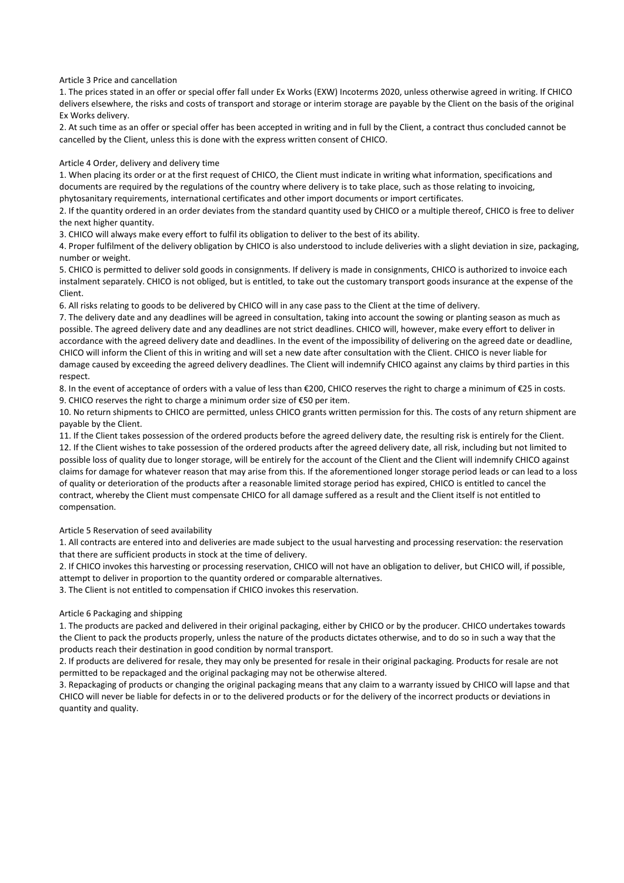## Article 3 Price and cancellation

1. The prices stated in an offer or special offer fall under Ex Works (EXW) Incoterms 2020, unless otherwise agreed in writing. If CHICO delivers elsewhere, the risks and costs of transport and storage or interim storage are payable by the Client on the basis of the original Ex Works delivery.
2. At such time as an offer or special offer has been accepted in writing and in full by the Client, a contract thus concluded cannot be cancelled by the Client, unless this is done with the express written consent of CHICO.

## Article 4 Order, delivery and delivery time

1. When placing its order or at the first request of CHICO, the Client must indicate in writing what information, specifications and documents are required by the regulations of the country where delivery is to take place, such as those relating to invoicing, phytosanitary requirements, international certificates and other import documents or import certificates.
2. If the quantity ordered in an order deviates from the standard quantity used by CHICO or a multiple thereof, CHICO is free to deliver the next higher quantity.
3. CHICO will always make every effort to fulfil its obligation to deliver to the best of its ability.
4. Proper fulfilment of the delivery obligation by CHICO is also understood to include deliveries with a slight deviation in size, packaging, number or weight.
5. CHICO is permitted to deliver sold goods in consignments. If delivery is made in consignments, CHICO is authorized to invoice each instalment separately. CHICO is not obliged, but is entitled, to take out the customary transport goods insurance at the expense of the Client.
6. All risks relating to goods to be delivered by CHICO will in any case pass to the Client at the time of delivery.
7. The delivery date and any deadlines will be agreed in consultation, taking into account the sowing or planting season as much as possible. The agreed delivery date and any deadlines are not strict deadlines. CHICO will, however, make every effort to deliver in accordance with the agreed delivery date and deadlines. In the event of the impossibility of delivering on the agreed date or deadline, CHICO will inform the Client of this in writing and will set a new date after consultation with the Client. CHICO is never liable for damage caused by exceeding the agreed delivery deadlines. The Client will indemnify CHICO against any claims by third parties in this respect.
8. In the event of acceptance of orders with a value of less than €200, CHICO reserves the right to charge a minimum of €25 in costs.
9. CHICO reserves the right to charge a minimum order size of €50 per item.
10. No return shipments to CHICO are permitted, unless CHICO grants written permission for this. The costs of any return shipment are payable by the Client.
11. If the Client takes possession of the ordered products before the agreed delivery date, the resulting risk is entirely for the Client.
12. If the Client wishes to take possession of the ordered products after the agreed delivery date, all risk, including but not limited to possible loss of quality due to longer storage, will be entirely for the account of the Client and the Client will indemnify CHICO against claims for damage for whatever reason that may arise from this. If the aforementioned longer storage period leads or can lead to a loss of quality or deterioration of the products after a reasonable limited storage period has expired, CHICO is entitled to cancel the contract, whereby the Client must compensate CHICO for all damage suffered as a result and the Client itself is not entitled to compensation.

## Article 5 Reservation of seed availability

1. All contracts are entered into and deliveries are made subject to the usual harvesting and processing reservation: the reservation that there are sufficient products in stock at the time of delivery.
2. If CHICO invokes this harvesting or processing reservation, CHICO will not have an obligation to deliver, but CHICO will, if possible, attempt to deliver in proportion to the quantity ordered or comparable alternatives.
3. The Client is not entitled to compensation if CHICO invokes this reservation.

## Article 6 Packaging and shipping

1. The products are packed and delivered in their original packaging, either by CHICO or by the producer. CHICO undertakes towards the Client to pack the products properly, unless the nature of the products dictates otherwise, and to do so in such a way that the products reach their destination in good condition by normal transport.
2. If products are delivered for resale, they may only be presented for resale in their original packaging. Products for resale are not permitted to be repackaged and the original packaging may not be otherwise altered.
3. Repackaging of products or changing the original packaging means that any claim to a warranty issued by CHICO will lapse and that CHICO will never be liable for defects in or to the delivered products or for the delivery of the incorrect products or deviations in quantity and quality.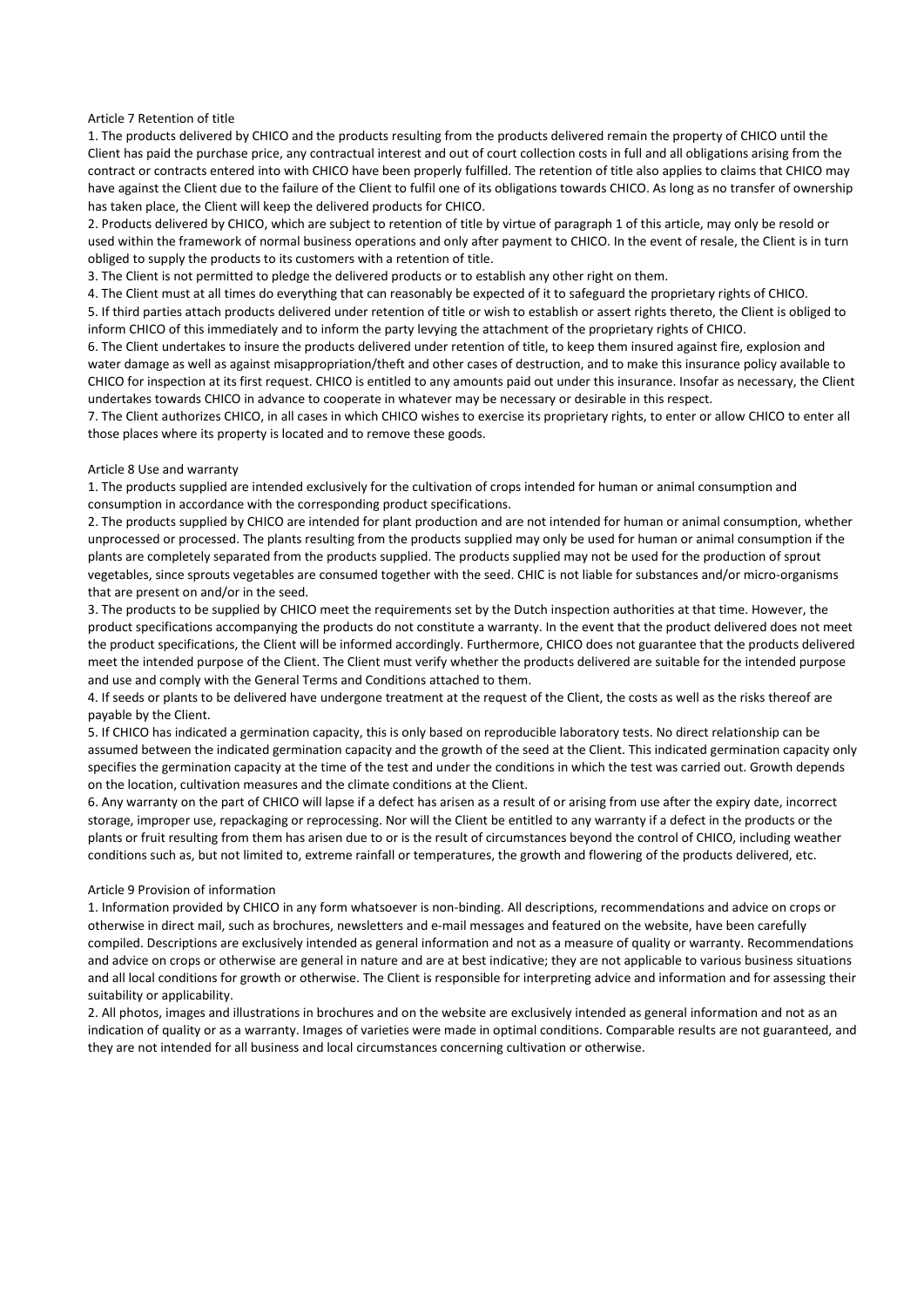## Article 7 Retention of title

1. The products delivered by CHICO and the products resulting from the products delivered remain the property of CHICO until the Client has paid the purchase price, any contractual interest and out of court collection costs in full and all obligations arising from the contract or contracts entered into with CHICO have been properly fulfilled. The retention of title also applies to claims that CHICO may have against the Client due to the failure of the Client to fulfil one of its obligations towards CHICO. As long as no transfer of ownership has taken place, the Client will keep the delivered products for CHICO.
2. Products delivered by CHICO, which are subject to retention of title by virtue of paragraph 1 of this article, may only be resold or used within the framework of normal business operations and only after payment to CHICO. In the event of resale, the Client is in turn obliged to supply the products to its customers with a retention of title.
3. The Client is not permitted to pledge the delivered products or to establish any other right on them.
4. The Client must at all times do everything that can reasonably be expected of it to safeguard the proprietary rights of CHICO.
5. If third parties attach products delivered under retention of title or wish to establish or assert rights thereto, the Client is obliged to inform CHICO of this immediately and to inform the party levying the attachment of the proprietary rights of CHICO.
6. The Client undertakes to insure the products delivered under retention of title, to keep them insured against fire, explosion and water damage as well as against misappropriation/theft and other cases of destruction, and to make this insurance policy available to CHICO for inspection at its first request. CHICO is entitled to any amounts paid out under this insurance. Insofar as necessary, the Client undertakes towards CHICO in advance to cooperate in whatever may be necessary or desirable in this respect.
7. The Client authorizes CHICO, in all cases in which CHICO wishes to exercise its proprietary rights, to enter or allow CHICO to enter all those places where its property is located and to remove these goods.

## Article 8 Use and warranty

1. The products supplied are intended exclusively for the cultivation of crops intended for human or animal consumption and consumption in accordance with the corresponding product specifications.
2. The products supplied by CHICO are intended for plant production and are not intended for human or animal consumption, whether unprocessed or processed. The plants resulting from the products supplied may only be used for human or animal consumption if the plants are completely separated from the products supplied. The products supplied may not be used for the production of sprout vegetables, since sprouts vegetables are consumed together with the seed. CHIC is not liable for substances and/or micro-organisms that are present on and/or in the seed.
3. The products to be supplied by CHICO meet the requirements set by the Dutch inspection authorities at that time. However, the product specifications accompanying the products do not constitute a warranty. In the event that the product delivered does not meet the product specifications, the Client will be informed accordingly. Furthermore, CHICO does not guarantee that the products delivered meet the intended purpose of the Client. The Client must verify whether the products delivered are suitable for the intended purpose and use and comply with the General Terms and Conditions attached to them.
4. If seeds or plants to be delivered have undergone treatment at the request of the Client, the costs as well as the risks thereof are payable by the Client.
5. If CHICO has indicated a germination capacity, this is only based on reproducible laboratory tests. No direct relationship can be assumed between the indicated germination capacity and the growth of the seed at the Client. This indicated germination capacity only specifies the germination capacity at the time of the test and under the conditions in which the test was carried out. Growth depends on the location, cultivation measures and the climate conditions at the Client.
6. Any warranty on the part of CHICO will lapse if a defect has arisen as a result of or arising from use after the expiry date, incorrect storage, improper use, repackaging or reprocessing. Nor will the Client be entitled to any warranty if a defect in the products or the plants or fruit resulting from them has arisen due to or is the result of circumstances beyond the control of CHICO, including weather conditions such as, but not limited to, extreme rainfall or temperatures, the growth and flowering of the products delivered, etc.

## Article 9 Provision of information

1. Information provided by CHICO in any form whatsoever is non-binding. All descriptions, recommendations and advice on crops or otherwise in direct mail, such as brochures, newsletters and e-mail messages and featured on the website, have been carefully compiled. Descriptions are exclusively intended as general information and not as a measure of quality or warranty. Recommendations and advice on crops or otherwise are general in nature and are at best indicative; they are not applicable to various business situations and all local conditions for growth or otherwise. The Client is responsible for interpreting advice and information and for assessing their suitability or applicability.
2. All photos, images and illustrations in brochures and on the website are exclusively intended as general information and not as an indication of quality or as a warranty. Images of varieties were made in optimal conditions. Comparable results are not guaranteed, and they are not intended for all business and local circumstances concerning cultivation or otherwise.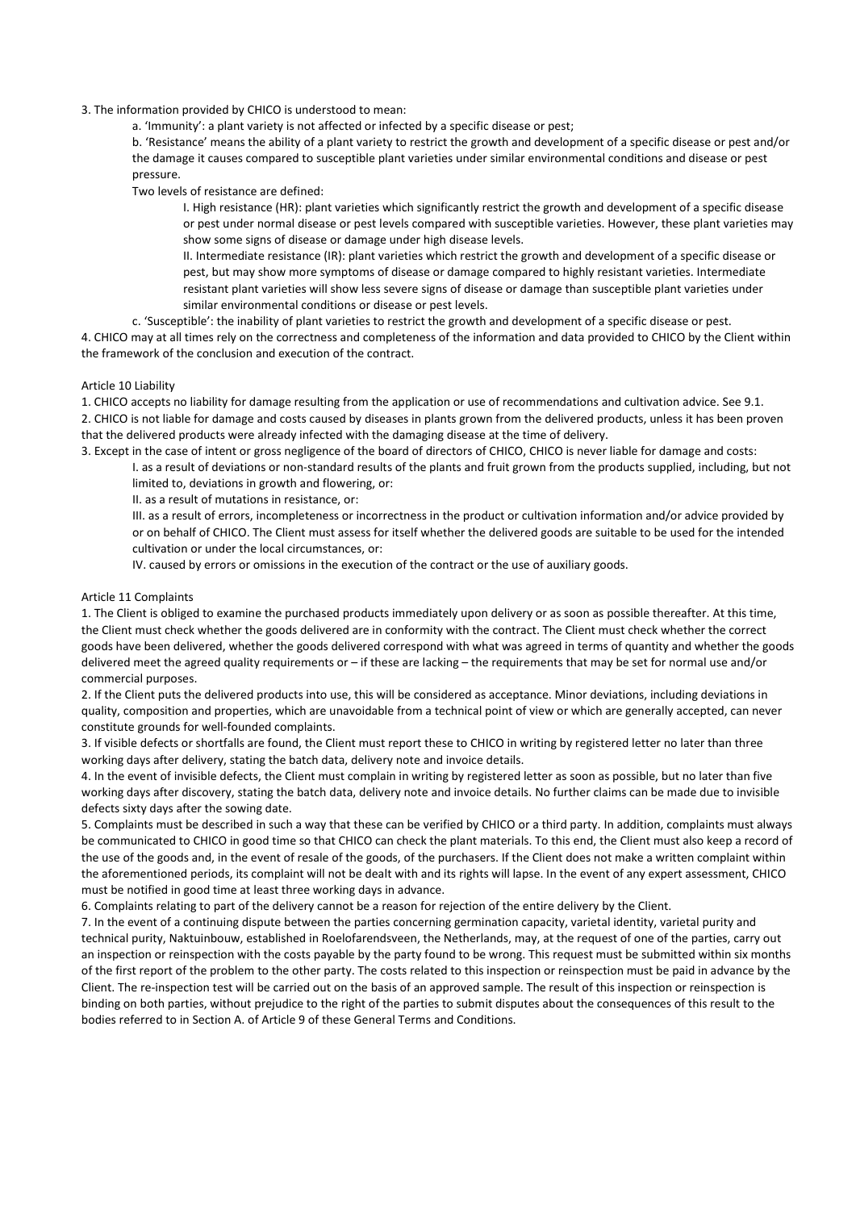3. The information provided by CHICO is understood to mean:

   a. 'Immunity': a plant variety is not affected or infected by a specific disease or pest;

   b. 'Resistance' means the ability of a plant variety to restrict the growth and development of a specific disease or pest and/or the damage it causes compared to susceptible plant varieties under similar environmental conditions and disease or pest pressure.

   Two levels of resistance are defined:

      I. High resistance (HR): plant varieties which significantly restrict the growth and development of a specific disease or pest under normal disease or pest levels compared with susceptible varieties. However, these plant varieties may show some signs of disease or damage under high disease levels.

      II. Intermediate resistance (IR): plant varieties which restrict the growth and development of a specific disease or pest, but may show more symptoms of disease or damage compared to highly resistant varieties. Intermediate resistant plant varieties will show less severe signs of disease or damage than susceptible plant varieties under similar environmental conditions or disease or pest levels.

   c. 'Susceptible': the inability of plant varieties to restrict the growth and development of a specific disease or pest.

4. CHICO may at all times rely on the correctness and completeness of the information and data provided to CHICO by the Client within the framework of the conclusion and execution of the contract.

Article 10 Liability

1. CHICO accepts no liability for damage resulting from the application or use of recommendations and cultivation advice. See 9.1.
2. CHICO is not liable for damage and costs caused by diseases in plants grown from the delivered products, unless it has been proven that the delivered products were already infected with the damaging disease at the time of delivery.
3. Except in the case of intent or gross negligence of the board of directors of CHICO, CHICO is never liable for damage and costs:

   I. as a result of deviations or non-standard results of the plants and fruit grown from the products supplied, including, but not limited to, deviations in growth and flowering, or:

   II. as a result of mutations in resistance, or:

   III. as a result of errors, incompleteness or incorrectness in the product or cultivation information and/or advice provided by or on behalf of CHICO. The Client must assess for itself whether the delivered goods are suitable to be used for the intended cultivation or under the local circumstances, or:

   IV. caused by errors or omissions in the execution of the contract or the use of auxiliary goods.

Article 11 Complaints

1. The Client is obliged to examine the purchased products immediately upon delivery or as soon as possible thereafter. At this time, the Client must check whether the goods delivered are in conformity with the contract. The Client must check whether the correct goods have been delivered, whether the goods delivered correspond with what was agreed in terms of quantity and whether the goods delivered meet the agreed quality requirements or – if these are lacking – the requirements that may be set for normal use and/or commercial purposes.
2. If the Client puts the delivered products into use, this will be considered as acceptance. Minor deviations, including deviations in quality, composition and properties, which are unavoidable from a technical point of view or which are generally accepted, can never constitute grounds for well-founded complaints.
3. If visible defects or shortfalls are found, the Client must report these to CHICO in writing by registered letter no later than three working days after delivery, stating the batch data, delivery note and invoice details.
4. In the event of invisible defects, the Client must complain in writing by registered letter as soon as possible, but no later than five working days after discovery, stating the batch data, delivery note and invoice details. No further claims can be made due to invisible defects sixty days after the sowing date.
5. Complaints must be described in such a way that these can be verified by CHICO or a third party. In addition, complaints must always be communicated to CHICO in good time so that CHICO can check the plant materials. To this end, the Client must also keep a record of the use of the goods and, in the event of resale of the goods, of the purchasers. If the Client does not make a written complaint within the aforementioned periods, its complaint will not be dealt with and its rights will lapse. In the event of any expert assessment, CHICO must be notified in good time at least three working days in advance.
6. Complaints relating to part of the delivery cannot be a reason for rejection of the entire delivery by the Client.
7. In the event of a continuing dispute between the parties concerning germination capacity, varietal identity, varietal purity and technical purity, Naktuinbouw, established in Roelofarendsveen, the Netherlands, may, at the request of one of the parties, carry out an inspection or reinspection with the costs payable by the party found to be wrong. This request must be submitted within six months of the first report of the problem to the other party. The costs related to this inspection or reinspection must be paid in advance by the Client. The re-inspection test will be carried out on the basis of an approved sample. The result of this inspection or reinspection is binding on both parties, without prejudice to the right of the parties to submit disputes about the consequences of this result to the bodies referred to in Section A. of Article 9 of these General Terms and Conditions.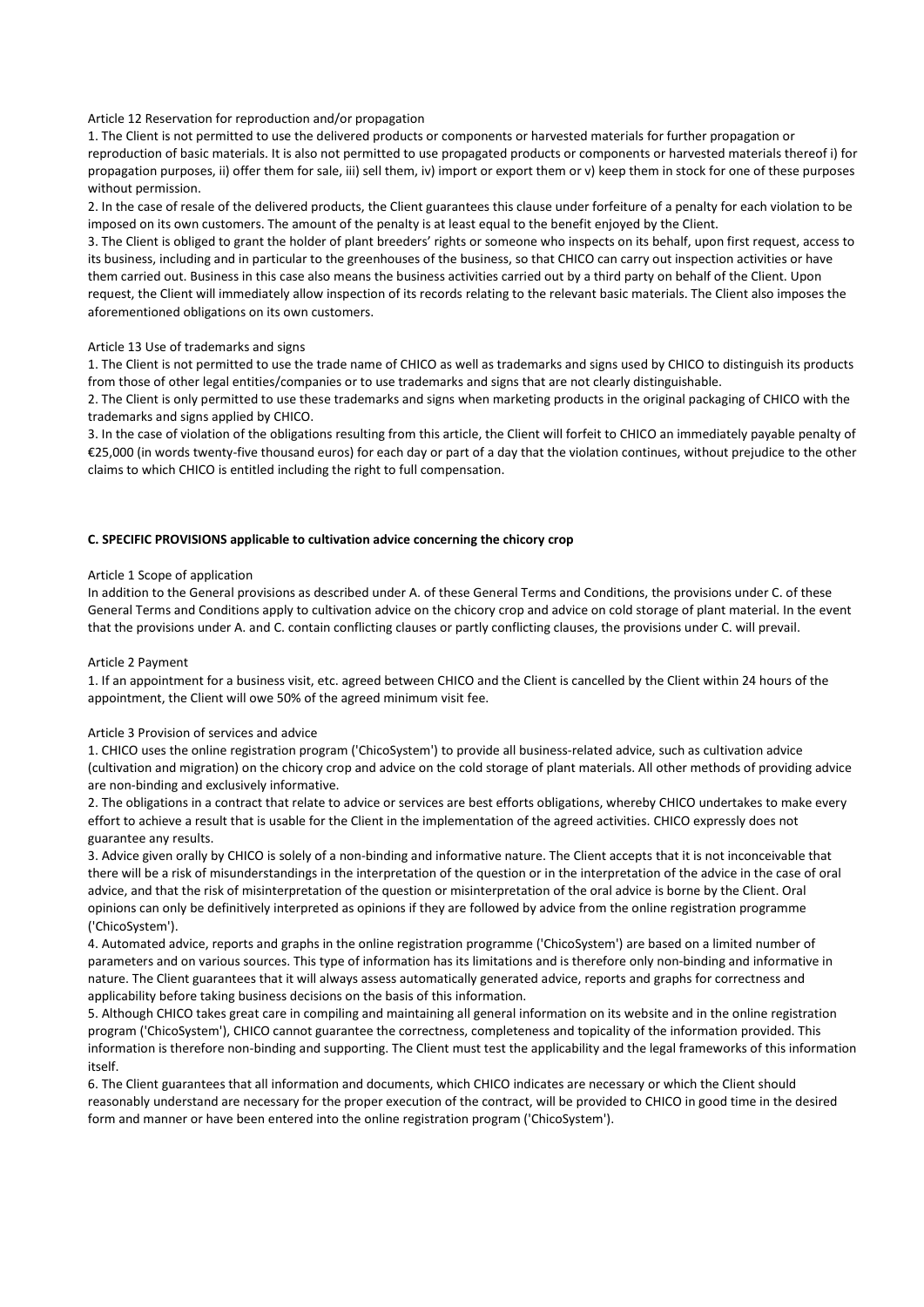Article 12 Reservation for reproduction and/or propagation

1. The Client is not permitted to use the delivered products or components or harvested materials for further propagation or reproduction of basic materials. It is also not permitted to use propagated products or components or harvested materials thereof i) for propagation purposes, ii) offer them for sale, iii) sell them, iv) import or export them or v) keep them in stock for one of these purposes without permission.
2. In the case of resale of the delivered products, the Client guarantees this clause under forfeiture of a penalty for each violation to be imposed on its own customers. The amount of the penalty is at least equal to the benefit enjoyed by the Client.
3. The Client is obliged to grant the holder of plant breeders' rights or someone who inspects on its behalf, upon first request, access to its business, including and in particular to the greenhouses of the business, so that CHICO can carry out inspection activities or have them carried out. Business in this case also means the business activities carried out by a third party on behalf of the Client. Upon request, the Client will immediately allow inspection of its records relating to the relevant basic materials. The Client also imposes the aforementioned obligations on its own customers.

Article 13 Use of trademarks and signs

1. The Client is not permitted to use the trade name of CHICO as well as trademarks and signs used by CHICO to distinguish its products from those of other legal entities/companies or to use trademarks and signs that are not clearly distinguishable.
2. The Client is only permitted to use these trademarks and signs when marketing products in the original packaging of CHICO with the trademarks and signs applied by CHICO.
3. In the case of violation of the obligations resulting from this article, the Client will forfeit to CHICO an immediately payable penalty of €25,000 (in words twenty-five thousand euros) for each day or part of a day that the violation continues, without prejudice to the other claims to which CHICO is entitled including the right to full compensation.

**C. SPECIFIC PROVISIONS applicable to cultivation advice concerning the chicory crop**

Article 1 Scope of application

In addition to the General provisions as described under A. of these General Terms and Conditions, the provisions under C. of these General Terms and Conditions apply to cultivation advice on the chicory crop and advice on cold storage of plant material. In the event that the provisions under A. and C. contain conflicting clauses or partly conflicting clauses, the provisions under C. will prevail.

Article 2 Payment

1. If an appointment for a business visit, etc. agreed between CHICO and the Client is cancelled by the Client within 24 hours of the appointment, the Client will owe 50% of the agreed minimum visit fee.

Article 3 Provision of services and advice

1. CHICO uses the online registration program ('ChicoSystem') to provide all business-related advice, such as cultivation advice (cultivation and migration) on the chicory crop and advice on the cold storage of plant materials. All other methods of providing advice are non-binding and exclusively informative.
2. The obligations in a contract that relate to advice or services are best efforts obligations, whereby CHICO undertakes to make every effort to achieve a result that is usable for the Client in the implementation of the agreed activities. CHICO expressly does not guarantee any results.
3. Advice given orally by CHICO is solely of a non-binding and informative nature. The Client accepts that it is not inconceivable that there will be a risk of misunderstandings in the interpretation of the question or in the interpretation of the advice in the case of oral advice, and that the risk of misinterpretation of the question or misinterpretation of the oral advice is borne by the Client. Oral opinions can only be definitively interpreted as opinions if they are followed by advice from the online registration programme ('ChicoSystem').
4. Automated advice, reports and graphs in the online registration programme ('ChicoSystem') are based on a limited number of parameters and on various sources. This type of information has its limitations and is therefore only non-binding and informative in nature. The Client guarantees that it will always assess automatically generated advice, reports and graphs for correctness and applicability before taking business decisions on the basis of this information.
5. Although CHICO takes great care in compiling and maintaining all general information on its website and in the online registration program ('ChicoSystem'), CHICO cannot guarantee the correctness, completeness and topicality of the information provided. This information is therefore non-binding and supporting. The Client must test the applicability and the legal frameworks of this information itself.
6. The Client guarantees that all information and documents, which CHICO indicates are necessary or which the Client should reasonably understand are necessary for the proper execution of the contract, will be provided to CHICO in good time in the desired form and manner or have been entered into the online registration program ('ChicoSystem').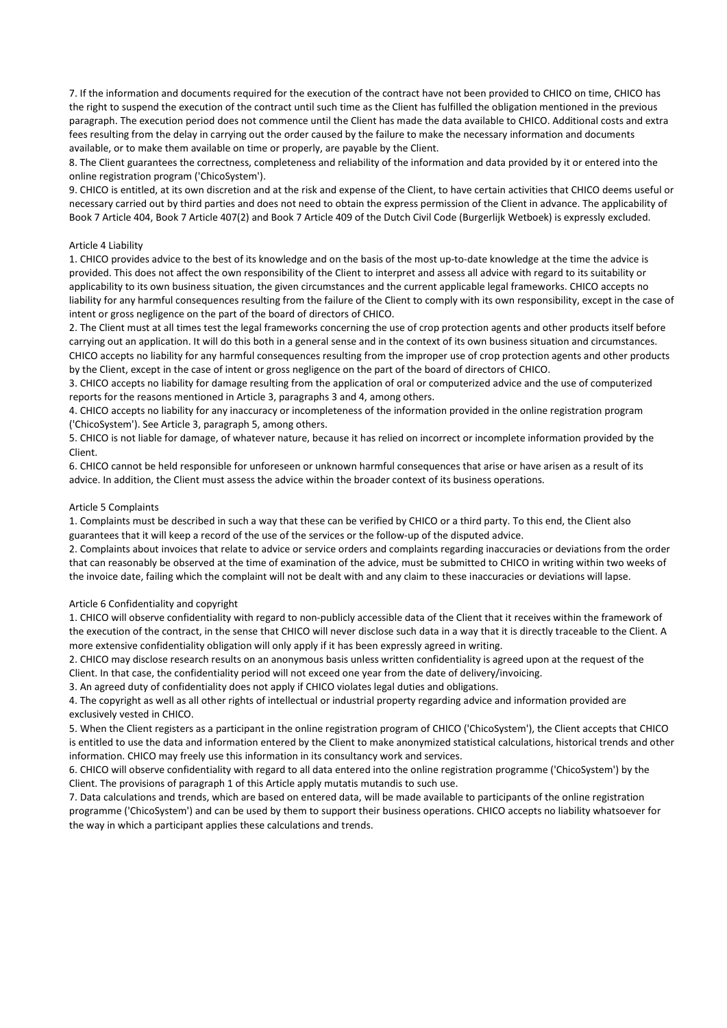7. If the information and documents required for the execution of the contract have not been provided to CHICO on time, CHICO has the right to suspend the execution of the contract until such time as the Client has fulfilled the obligation mentioned in the previous paragraph. The execution period does not commence until the Client has made the data available to CHICO. Additional costs and extra fees resulting from the delay in carrying out the order caused by the failure to make the necessary information and documents available, or to make them available on time or properly, are payable by the Client.

8. The Client guarantees the correctness, completeness and reliability of the information and data provided by it or entered into the online registration program ('ChicoSystem').

9. CHICO is entitled, at its own discretion and at the risk and expense of the Client, to have certain activities that CHICO deems useful or necessary carried out by third parties and does not need to obtain the express permission of the Client in advance. The applicability of Book 7 Article 404, Book 7 Article 407(2) and Book 7 Article 409 of the Dutch Civil Code (Burgerlijk Wetboek) is expressly excluded.

## Article 4 Liability

1. CHICO provides advice to the best of its knowledge and on the basis of the most up-to-date knowledge at the time the advice is provided. This does not affect the own responsibility of the Client to interpret and assess all advice with regard to its suitability or applicability to its own business situation, the given circumstances and the current applicable legal frameworks. CHICO accepts no liability for any harmful consequences resulting from the failure of the Client to comply with its own responsibility, except in the case of intent or gross negligence on the part of the board of directors of CHICO.

2. The Client must at all times test the legal frameworks concerning the use of crop protection agents and other products itself before carrying out an application. It will do this both in a general sense and in the context of its own business situation and circumstances. CHICO accepts no liability for any harmful consequences resulting from the improper use of crop protection agents and other products by the Client, except in the case of intent or gross negligence on the part of the board of directors of CHICO.

3. CHICO accepts no liability for damage resulting from the application of oral or computerized advice and the use of computerized reports for the reasons mentioned in Article 3, paragraphs 3 and 4, among others.

4. CHICO accepts no liability for any inaccuracy or incompleteness of the information provided in the online registration program ('ChicoSystem'). See Article 3, paragraph 5, among others.

5. CHICO is not liable for damage, of whatever nature, because it has relied on incorrect or incomplete information provided by the Client.

6. CHICO cannot be held responsible for unforeseen or unknown harmful consequences that arise or have arisen as a result of its advice. In addition, the Client must assess the advice within the broader context of its business operations.

## Article 5 Complaints

1. Complaints must be described in such a way that these can be verified by CHICO or a third party. To this end, the Client also guarantees that it will keep a record of the use of the services or the follow-up of the disputed advice.

2. Complaints about invoices that relate to advice or service orders and complaints regarding inaccuracies or deviations from the order that can reasonably be observed at the time of examination of the advice, must be submitted to CHICO in writing within two weeks of the invoice date, failing which the complaint will not be dealt with and any claim to these inaccuracies or deviations will lapse.

## Article 6 Confidentiality and copyright

1. CHICO will observe confidentiality with regard to non-publicly accessible data of the Client that it receives within the framework of the execution of the contract, in the sense that CHICO will never disclose such data in a way that it is directly traceable to the Client. A more extensive confidentiality obligation will only apply if it has been expressly agreed in writing.

2. CHICO may disclose research results on an anonymous basis unless written confidentiality is agreed upon at the request of the Client. In that case, the confidentiality period will not exceed one year from the date of delivery/invoicing.

3. An agreed duty of confidentiality does not apply if CHICO violates legal duties and obligations.

4. The copyright as well as all other rights of intellectual or industrial property regarding advice and information provided are exclusively vested in CHICO.

5. When the Client registers as a participant in the online registration program of CHICO ('ChicoSystem'), the Client accepts that CHICO is entitled to use the data and information entered by the Client to make anonymized statistical calculations, historical trends and other information. CHICO may freely use this information in its consultancy work and services.

6. CHICO will observe confidentiality with regard to all data entered into the online registration programme ('ChicoSystem') by the Client. The provisions of paragraph 1 of this Article apply mutatis mutandis to such use.

7. Data calculations and trends, which are based on entered data, will be made available to participants of the online registration programme ('ChicoSystem') and can be used by them to support their business operations. CHICO accepts no liability whatsoever for the way in which a participant applies these calculations and trends.